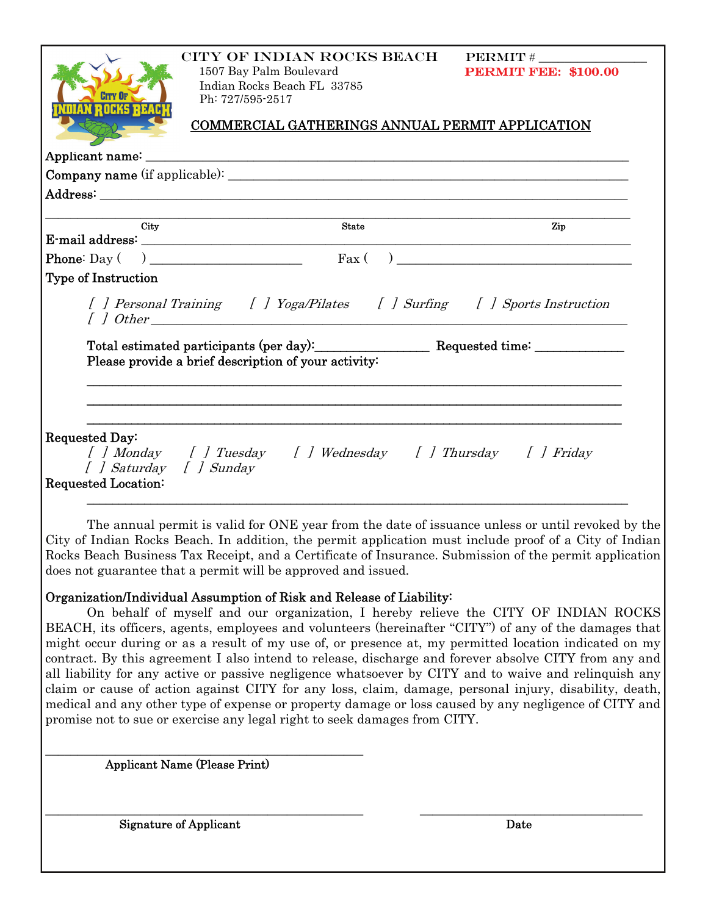CITY OF INDIAN ROCKS BEACH
1507 Bay Palm Boulevard
Indian Rocks Beach FL 33785
Ph: 727/595-2517

PERMIT # ________________
**PERMIT FEE: $100.00**

## COMMERCIAL GATHERINGS ANNUAL PERMIT APPLICATION

**Applicant name:** ____________________________________________________________

**Company name** (if applicable): ______________________________________________

**Address:** ___________________________________________________________________

________________________________________________________________________________
City State Zip

**E-mail address:** ____________________________________________________________

**Phone**: Day ( ) ______________________ Fax ( ) _______________________________

**Type of Instruction**

[ ] *Personal Training* [ ] *Yoga/Pilates* [ ] *Surfing* [ ] *Sports Instruction*
[ ] *Other* ____________________________________________________________________

**Total estimated participants (per day):**________________ **Requested time:** _____________
**Please provide a brief description of your activity:**

________________________________________________________________________________

________________________________________________________________________________

________________________________________________________________________________

**Requested Day:**
[ ] *Monday* [ ] *Tuesday* [ ] *Wednesday* [ ] *Thursday* [ ] *Friday*
[ ] *Saturday* [ ] *Sunday*

**Requested Location:**

________________________________________________________________________________

The annual permit is valid for ONE year from the date of issuance unless or until revoked by the City of Indian Rocks Beach. In addition, the permit application must include proof of a City of Indian Rocks Beach Business Tax Receipt, and a Certificate of Insurance. Submission of the permit application does not guarantee that a permit will be approved and issued.

**Organization/Individual Assumption of Risk and Release of Liability:**

On behalf of myself and our organization, I hereby relieve the CITY OF INDIAN ROCKS BEACH, its officers, agents, employees and volunteers (hereinafter "CITY") of any of the damages that might occur during or as a result of my use of, or presence at, my permitted location indicated on my contract. By this agreement I also intend to release, discharge and forever absolve CITY from any and all liability for any active or passive negligence whatsoever by CITY and to waive and relinquish any claim or cause of action against CITY for any loss, claim, damage, personal injury, disability, death, medical and any other type of expense or property damage or loss caused by any negligence of CITY and promise not to sue or exercise any legal right to seek damages from CITY.

______________________________________
Applicant Name (Please Print)

______________________________________ ______________________________
Signature of Applicant Date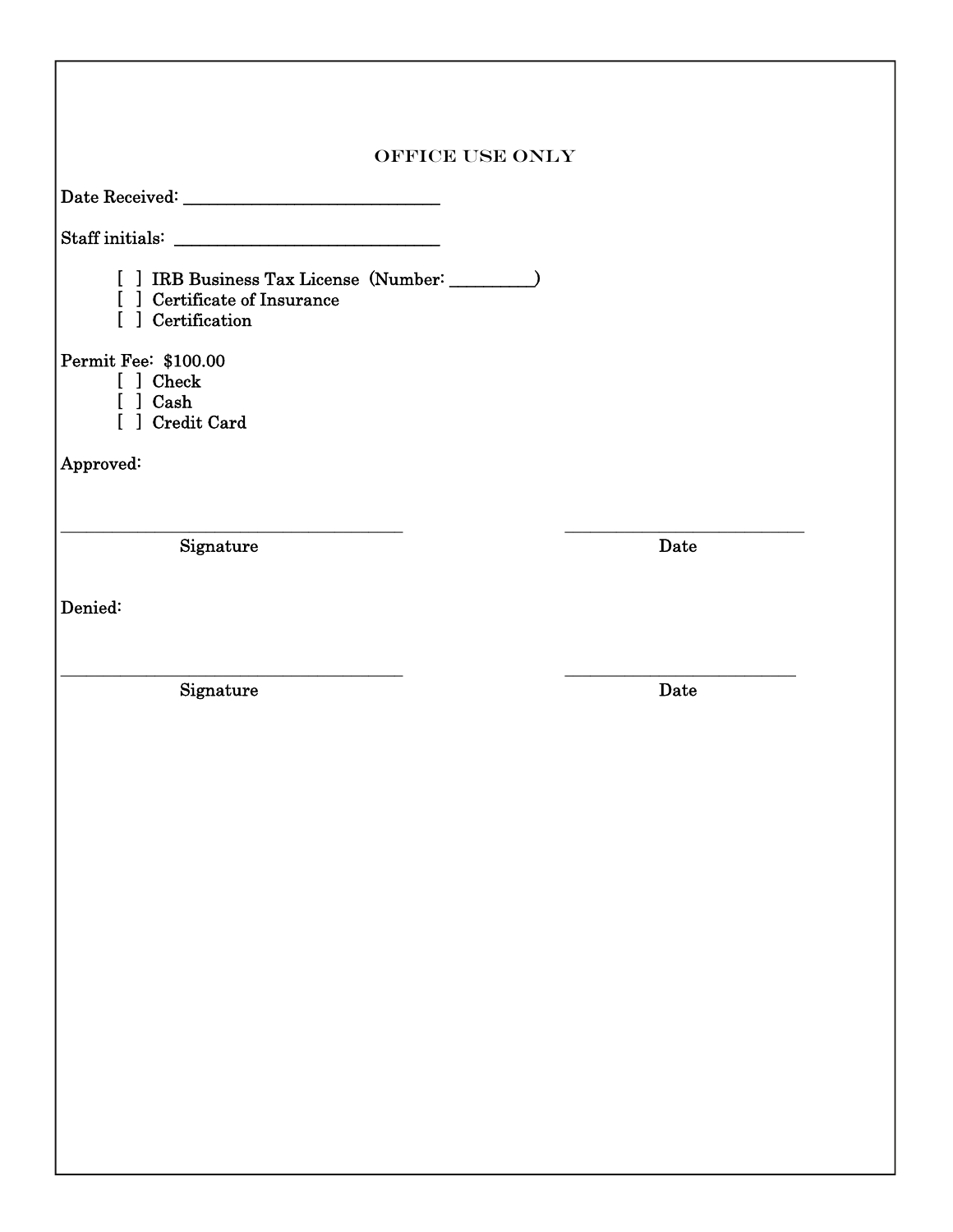## OFFICE USE ONLY

Date Received: ____________________________

Staff initials: ____________________________

- [ ] IRB Business Tax License (Number: _________)
- [ ] Certificate of Insurance
- [ ] Certification

Permit Fee: $100.00

- [ ] Check
- [ ] Cash
- [ ] Credit Card

Approved:

______________________________________ ___________________________

Signature Date

Denied:

______________________________________ ___________________________

Signature Date